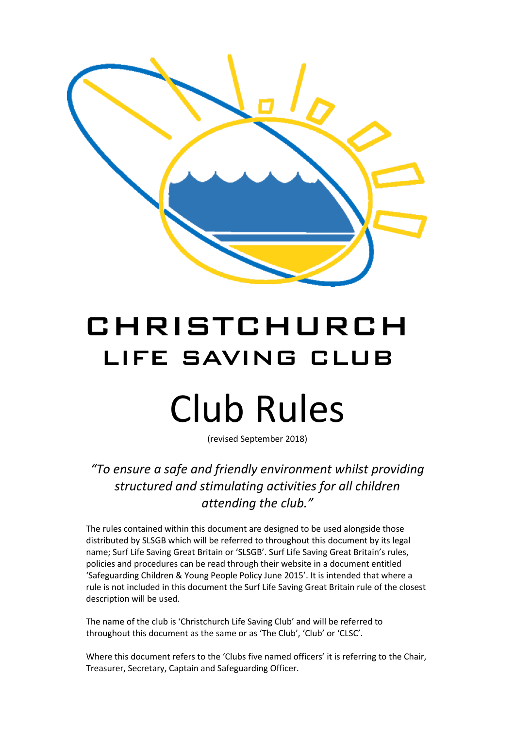# CHRISTCHURCH
## LIFE SAVING CLUB

# Club Rules

(revised September 2018)

*"To ensure a safe and friendly environment whilst providing structured and stimulating activities for all children attending the club."*

The rules contained within this document are designed to be used alongside those distributed by SLSGB which will be referred to throughout this document by its legal name; Surf Life Saving Great Britain or 'SLSGB'. Surf Life Saving Great Britain's rules, policies and procedures can be read through their website in a document entitled 'Safeguarding Children & Young People Policy June 2015'. It is intended that where a rule is not included in this document the Surf Life Saving Great Britain rule of the closest description will be used.

The name of the club is 'Christchurch Life Saving Club' and will be referred to throughout this document as the same or as 'The Club', 'Club' or 'CLSC'.

Where this document refers to the 'Clubs five named officers' it is referring to the Chair, Treasurer, Secretary, Captain and Safeguarding Officer.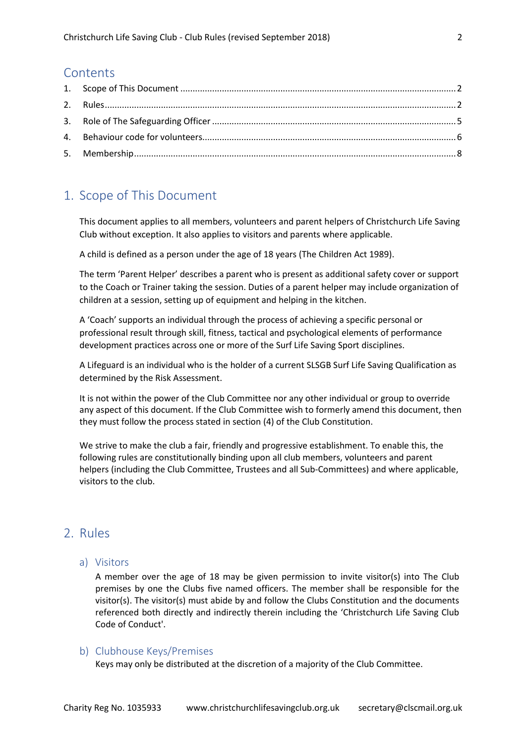## Contents

1. Scope of This Document ....... 2
2. Rules ....... 2
3. Role of The Safeguarding Officer ....... 5
4. Behaviour code for volunteers ....... 6
5. Membership ....... 8

## 1. Scope of This Document

This document applies to all members, volunteers and parent helpers of Christchurch Life Saving Club without exception. It also applies to visitors and parents where applicable.

A child is defined as a person under the age of 18 years (The Children Act 1989).

The term 'Parent Helper' describes a parent who is present as additional safety cover or support to the Coach or Trainer taking the session. Duties of a parent helper may include organization of children at a session, setting up of equipment and helping in the kitchen.

A 'Coach' supports an individual through the process of achieving a specific personal or professional result through skill, fitness, tactical and psychological elements of performance development practices across one or more of the Surf Life Saving Sport disciplines.

A Lifeguard is an individual who is the holder of a current SLSGB Surf Life Saving Qualification as determined by the Risk Assessment.

It is not within the power of the Club Committee nor any other individual or group to override any aspect of this document. If the Club Committee wish to formerly amend this document, then they must follow the process stated in section (4) of the Club Constitution.

We strive to make the club a fair, friendly and progressive establishment. To enable this, the following rules are constitutionally binding upon all club members, volunteers and parent helpers (including the Club Committee, Trustees and all Sub-Committees) and where applicable, visitors to the club.

## 2. Rules

### a) Visitors

A member over the age of 18 may be given permission to invite visitor(s) into The Club premises by one the Clubs five named officers. The member shall be responsible for the visitor(s). The visitor(s) must abide by and follow the Clubs Constitution and the documents referenced both directly and indirectly therein including the 'Christchurch Life Saving Club Code of Conduct'.

### b) Clubhouse Keys/Premises

Keys may only be distributed at the discretion of a majority of the Club Committee.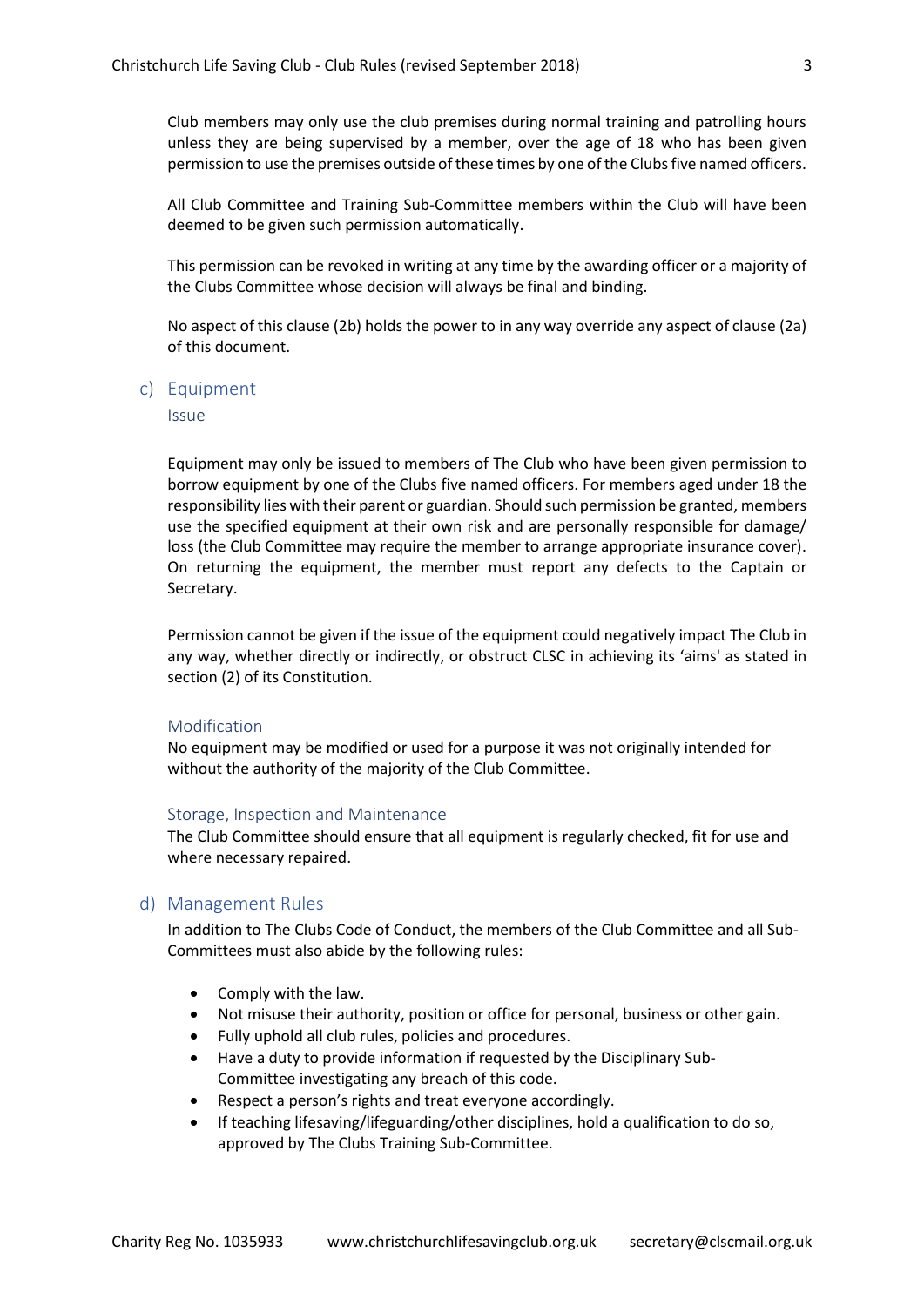Club members may only use the club premises during normal training and patrolling hours unless they are being supervised by a member, over the age of 18 who has been given permission to use the premises outside of these times by one of the Clubs five named officers.

All Club Committee and Training Sub-Committee members within the Club will have been deemed to be given such permission automatically.

This permission can be revoked in writing at any time by the awarding officer or a majority of the Clubs Committee whose decision will always be final and binding.

No aspect of this clause (2b) holds the power to in any way override any aspect of clause (2a) of this document.

## c) Equipment

### Issue

Equipment may only be issued to members of The Club who have been given permission to borrow equipment by one of the Clubs five named officers. For members aged under 18 the responsibility lies with their parent or guardian. Should such permission be granted, members use the specified equipment at their own risk and are personally responsible for damage/ loss (the Club Committee may require the member to arrange appropriate insurance cover). On returning the equipment, the member must report any defects to the Captain or Secretary.

Permission cannot be given if the issue of the equipment could negatively impact The Club in any way, whether directly or indirectly, or obstruct CLSC in achieving its 'aims' as stated in section (2) of its Constitution.

### Modification

No equipment may be modified or used for a purpose it was not originally intended for without the authority of the majority of the Club Committee.

### Storage, Inspection and Maintenance

The Club Committee should ensure that all equipment is regularly checked, fit for use and where necessary repaired.

## d) Management Rules

In addition to The Clubs Code of Conduct, the members of the Club Committee and all Sub-Committees must also abide by the following rules:

- Comply with the law.
- Not misuse their authority, position or office for personal, business or other gain.
- Fully uphold all club rules, policies and procedures.
- Have a duty to provide information if requested by the Disciplinary Sub-Committee investigating any breach of this code.
- Respect a person's rights and treat everyone accordingly.
- If teaching lifesaving/lifeguarding/other disciplines, hold a qualification to do so, approved by The Clubs Training Sub-Committee.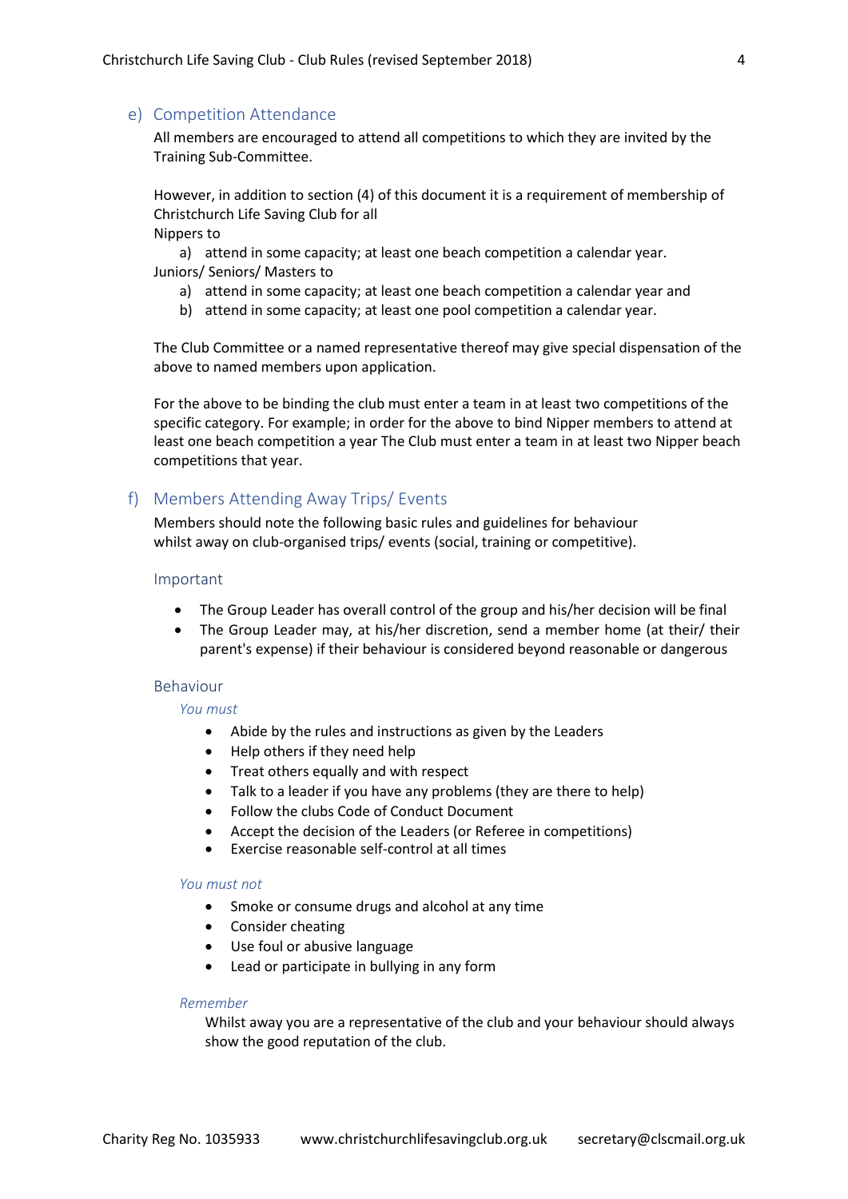## e) Competition Attendance

All members are encouraged to attend all competitions to which they are invited by the Training Sub-Committee.

However, in addition to section (4) of this document it is a requirement of membership of Christchurch Life Saving Club for all

Nippers to

a) attend in some capacity; at least one beach competition a calendar year.

Juniors/ Seniors/ Masters to

a) attend in some capacity; at least one beach competition a calendar year and
b) attend in some capacity; at least one pool competition a calendar year.

The Club Committee or a named representative thereof may give special dispensation of the above to named members upon application.

For the above to be binding the club must enter a team in at least two competitions of the specific category. For example; in order for the above to bind Nipper members to attend at least one beach competition a year The Club must enter a team in at least two Nipper beach competitions that year.

## f) Members Attending Away Trips/ Events

Members should note the following basic rules and guidelines for behaviour whilst away on club-organised trips/ events (social, training or competitive).

### Important

- The Group Leader has overall control of the group and his/her decision will be final
- The Group Leader may, at his/her discretion, send a member home (at their/ their parent's expense) if their behaviour is considered beyond reasonable or dangerous

### Behaviour

*You must*

- Abide by the rules and instructions as given by the Leaders
- Help others if they need help
- Treat others equally and with respect
- Talk to a leader if you have any problems (they are there to help)
- Follow the clubs Code of Conduct Document
- Accept the decision of the Leaders (or Referee in competitions)
- Exercise reasonable self-control at all times

*You must not*

- Smoke or consume drugs and alcohol at any time
- Consider cheating
- Use foul or abusive language
- Lead or participate in bullying in any form

*Remember*

Whilst away you are a representative of the club and your behaviour should always show the good reputation of the club.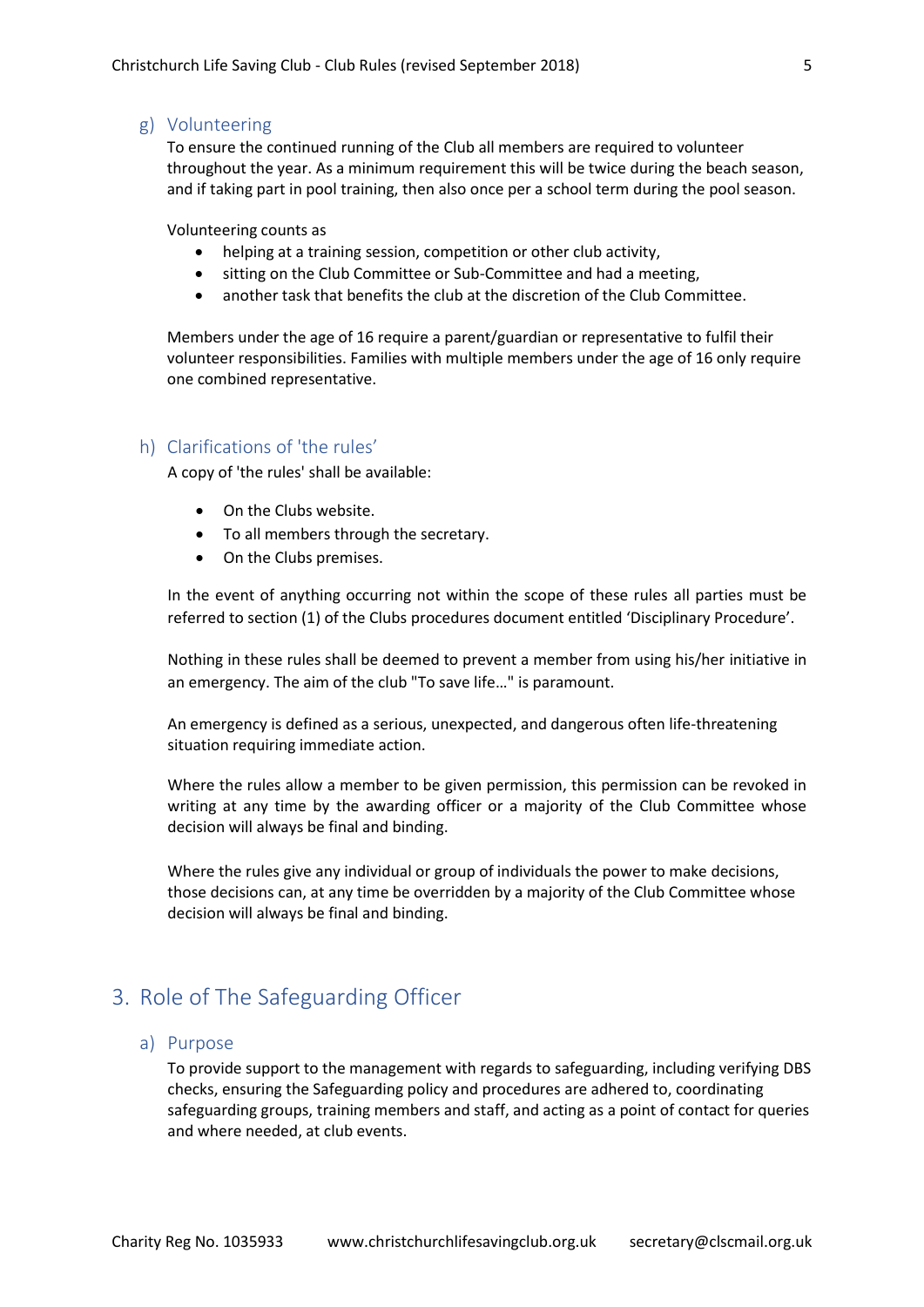### g) Volunteering

To ensure the continued running of the Club all members are required to volunteer throughout the year. As a minimum requirement this will be twice during the beach season, and if taking part in pool training, then also once per a school term during the pool season.

Volunteering counts as

- helping at a training session, competition or other club activity,
- sitting on the Club Committee or Sub-Committee and had a meeting,
- another task that benefits the club at the discretion of the Club Committee.

Members under the age of 16 require a parent/guardian or representative to fulfil their volunteer responsibilities. Families with multiple members under the age of 16 only require one combined representative.

### h) Clarifications of 'the rules'

A copy of 'the rules' shall be available:

- On the Clubs website.
- To all members through the secretary.
- On the Clubs premises.

In the event of anything occurring not within the scope of these rules all parties must be referred to section (1) of the Clubs procedures document entitled 'Disciplinary Procedure'.

Nothing in these rules shall be deemed to prevent a member from using his/her initiative in an emergency. The aim of the club "To save life…" is paramount.

An emergency is defined as a serious, unexpected, and dangerous often life-threatening situation requiring immediate action.

Where the rules allow a member to be given permission, this permission can be revoked in writing at any time by the awarding officer or a majority of the Club Committee whose decision will always be final and binding.

Where the rules give any individual or group of individuals the power to make decisions, those decisions can, at any time be overridden by a majority of the Club Committee whose decision will always be final and binding.

## 3. Role of The Safeguarding Officer

### a) Purpose

To provide support to the management with regards to safeguarding, including verifying DBS checks, ensuring the Safeguarding policy and procedures are adhered to, coordinating safeguarding groups, training members and staff, and acting as a point of contact for queries and where needed, at club events.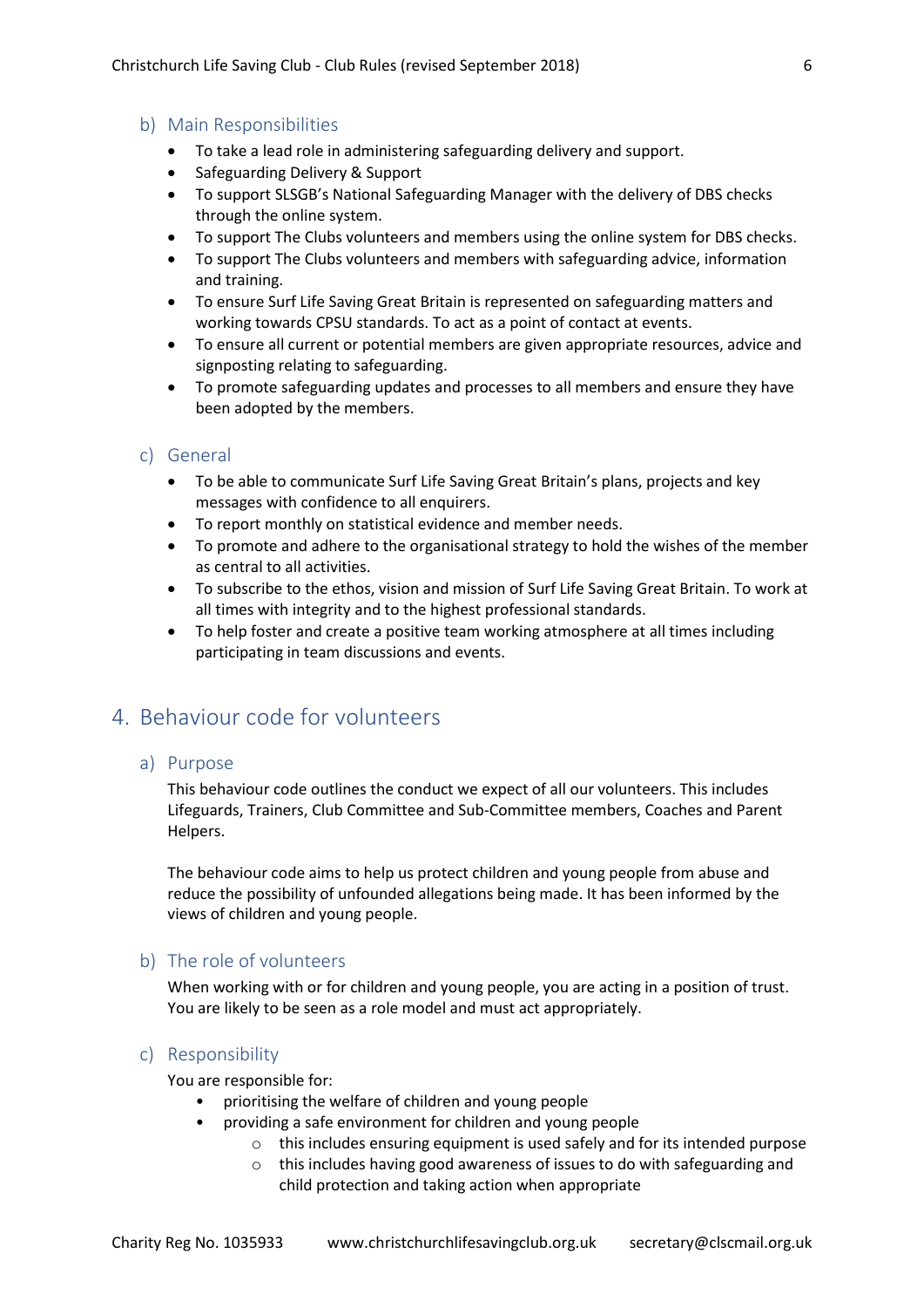### b) Main Responsibilities

- To take a lead role in administering safeguarding delivery and support.
- Safeguarding Delivery & Support
- To support SLSGB's National Safeguarding Manager with the delivery of DBS checks through the online system.
- To support The Clubs volunteers and members using the online system for DBS checks.
- To support The Clubs volunteers and members with safeguarding advice, information and training.
- To ensure Surf Life Saving Great Britain is represented on safeguarding matters and working towards CPSU standards. To act as a point of contact at events.
- To ensure all current or potential members are given appropriate resources, advice and signposting relating to safeguarding.
- To promote safeguarding updates and processes to all members and ensure they have been adopted by the members.

### c) General

- To be able to communicate Surf Life Saving Great Britain's plans, projects and key messages with confidence to all enquirers.
- To report monthly on statistical evidence and member needs.
- To promote and adhere to the organisational strategy to hold the wishes of the member as central to all activities.
- To subscribe to the ethos, vision and mission of Surf Life Saving Great Britain. To work at all times with integrity and to the highest professional standards.
- To help foster and create a positive team working atmosphere at all times including participating in team discussions and events.

## 4. Behaviour code for volunteers

### a) Purpose

This behaviour code outlines the conduct we expect of all our volunteers. This includes Lifeguards, Trainers, Club Committee and Sub-Committee members, Coaches and Parent Helpers.

The behaviour code aims to help us protect children and young people from abuse and reduce the possibility of unfounded allegations being made. It has been informed by the views of children and young people.

### b) The role of volunteers

When working with or for children and young people, you are acting in a position of trust. You are likely to be seen as a role model and must act appropriately.

### c) Responsibility

You are responsible for:

- prioritising the welfare of children and young people
- providing a safe environment for children and young people
  - this includes ensuring equipment is used safely and for its intended purpose
  - this includes having good awareness of issues to do with safeguarding and child protection and taking action when appropriate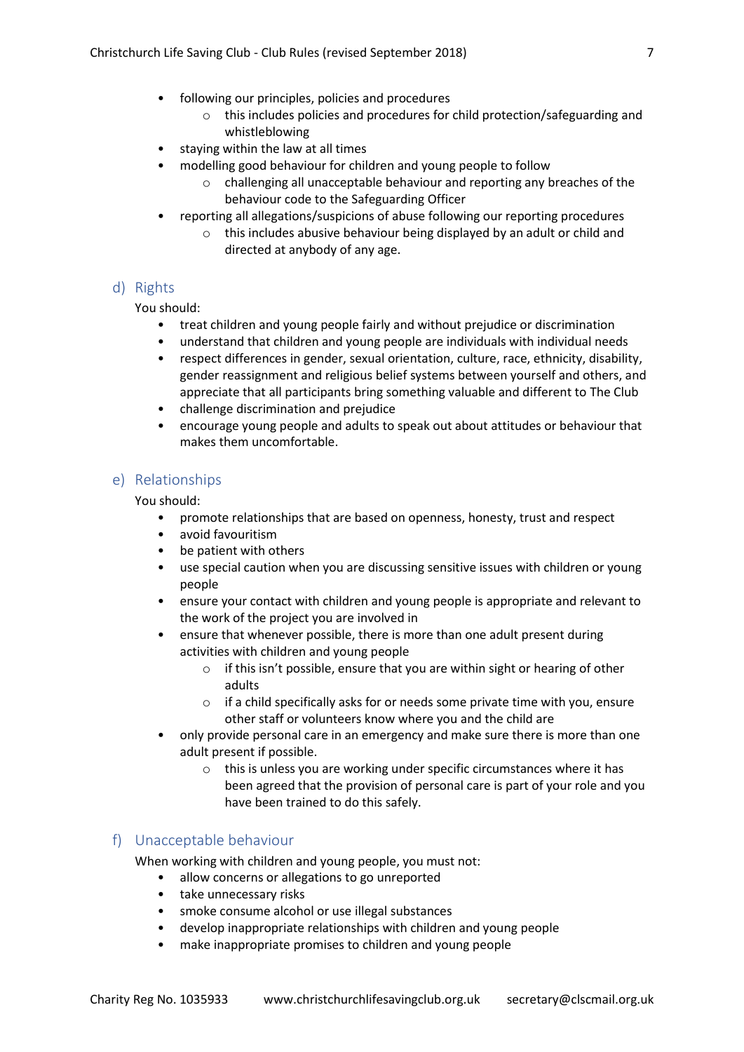- following our principles, policies and procedures
    - this includes policies and procedures for child protection/safeguarding and whistleblowing
- staying within the law at all times
- modelling good behaviour for children and young people to follow
    - challenging all unacceptable behaviour and reporting any breaches of the behaviour code to the Safeguarding Officer
- reporting all allegations/suspicions of abuse following our reporting procedures
    - this includes abusive behaviour being displayed by an adult or child and directed at anybody of any age.

### d) Rights

You should:

- treat children and young people fairly and without prejudice or discrimination
- understand that children and young people are individuals with individual needs
- respect differences in gender, sexual orientation, culture, race, ethnicity, disability, gender reassignment and religious belief systems between yourself and others, and appreciate that all participants bring something valuable and different to The Club
- challenge discrimination and prejudice
- encourage young people and adults to speak out about attitudes or behaviour that makes them uncomfortable.

### e) Relationships

You should:

- promote relationships that are based on openness, honesty, trust and respect
- avoid favouritism
- be patient with others
- use special caution when you are discussing sensitive issues with children or young people
- ensure your contact with children and young people is appropriate and relevant to the work of the project you are involved in
- ensure that whenever possible, there is more than one adult present during activities with children and young people
    - if this isn't possible, ensure that you are within sight or hearing of other adults
    - if a child specifically asks for or needs some private time with you, ensure other staff or volunteers know where you and the child are
- only provide personal care in an emergency and make sure there is more than one adult present if possible.
    - this is unless you are working under specific circumstances where it has been agreed that the provision of personal care is part of your role and you have been trained to do this safely.

### f) Unacceptable behaviour

When working with children and young people, you must not:

- allow concerns or allegations to go unreported
- take unnecessary risks
- smoke consume alcohol or use illegal substances
- develop inappropriate relationships with children and young people
- make inappropriate promises to children and young people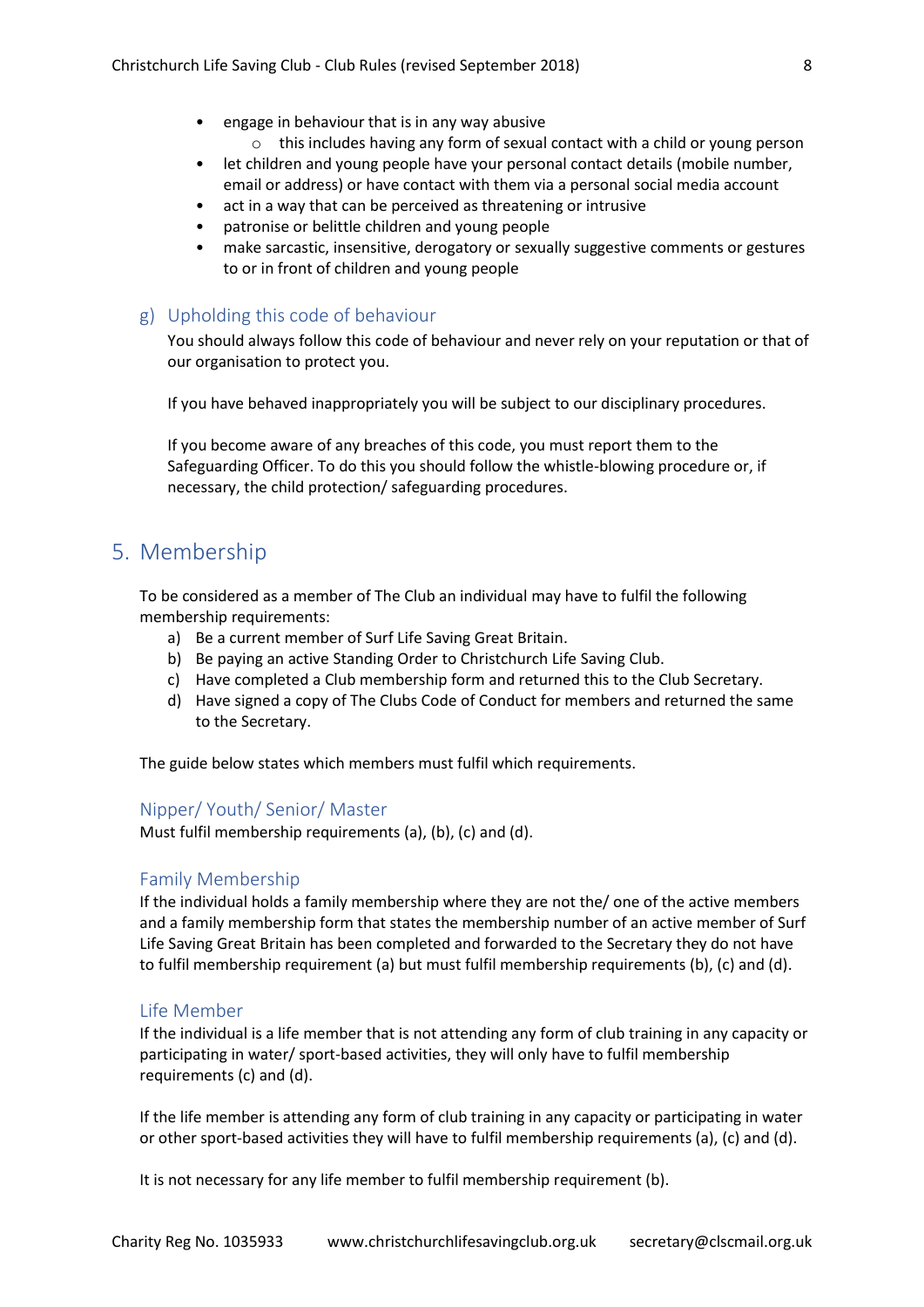- engage in behaviour that is in any way abusive
    - this includes having any form of sexual contact with a child or young person
- let children and young people have your personal contact details (mobile number, email or address) or have contact with them via a personal social media account
- act in a way that can be perceived as threatening or intrusive
- patronise or belittle children and young people
- make sarcastic, insensitive, derogatory or sexually suggestive comments or gestures to or in front of children and young people

### g) Upholding this code of behaviour

You should always follow this code of behaviour and never rely on your reputation or that of our organisation to protect you.

If you have behaved inappropriately you will be subject to our disciplinary procedures.

If you become aware of any breaches of this code, you must report them to the Safeguarding Officer. To do this you should follow the whistle-blowing procedure or, if necessary, the child protection/ safeguarding procedures.

## 5. Membership

To be considered as a member of The Club an individual may have to fulfil the following membership requirements:

a) Be a current member of Surf Life Saving Great Britain.
b) Be paying an active Standing Order to Christchurch Life Saving Club.
c) Have completed a Club membership form and returned this to the Club Secretary.
d) Have signed a copy of The Clubs Code of Conduct for members and returned the same to the Secretary.

The guide below states which members must fulfil which requirements.

### Nipper/ Youth/ Senior/ Master

Must fulfil membership requirements (a), (b), (c) and (d).

### Family Membership

If the individual holds a family membership where they are not the/ one of the active members and a family membership form that states the membership number of an active member of Surf Life Saving Great Britain has been completed and forwarded to the Secretary they do not have to fulfil membership requirement (a) but must fulfil membership requirements (b), (c) and (d).

### Life Member

If the individual is a life member that is not attending any form of club training in any capacity or participating in water/ sport-based activities, they will only have to fulfil membership requirements (c) and (d).

If the life member is attending any form of club training in any capacity or participating in water or other sport-based activities they will have to fulfil membership requirements (a), (c) and (d).

It is not necessary for any life member to fulfil membership requirement (b).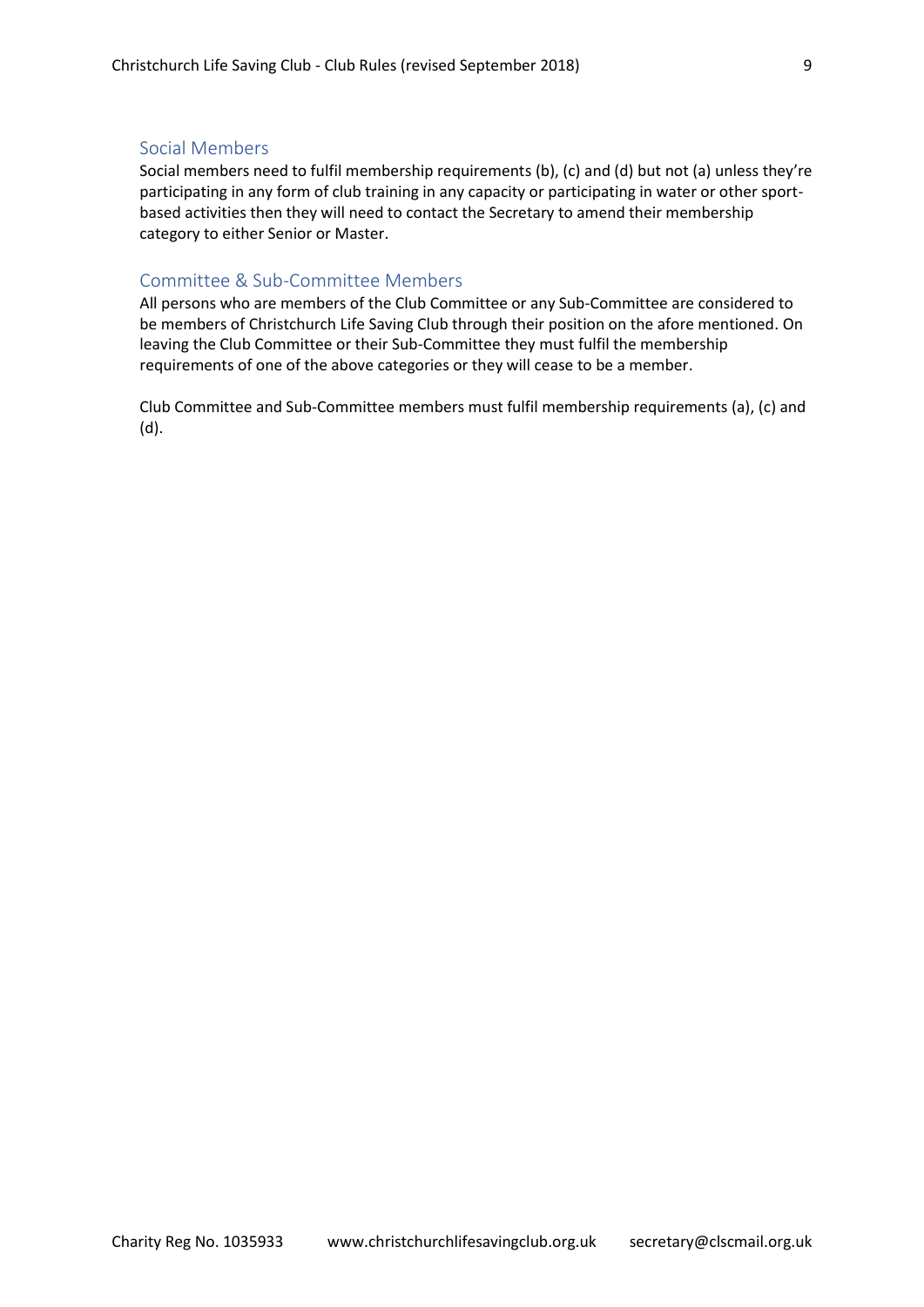### Social Members

Social members need to fulfil membership requirements (b), (c) and (d) but not (a) unless they're participating in any form of club training in any capacity or participating in water or other sport-based activities then they will need to contact the Secretary to amend their membership category to either Senior or Master.

### Committee & Sub-Committee Members

All persons who are members of the Club Committee or any Sub-Committee are considered to be members of Christchurch Life Saving Club through their position on the afore mentioned. On leaving the Club Committee or their Sub-Committee they must fulfil the membership requirements of one of the above categories or they will cease to be a member.

Club Committee and Sub-Committee members must fulfil membership requirements (a), (c) and (d).